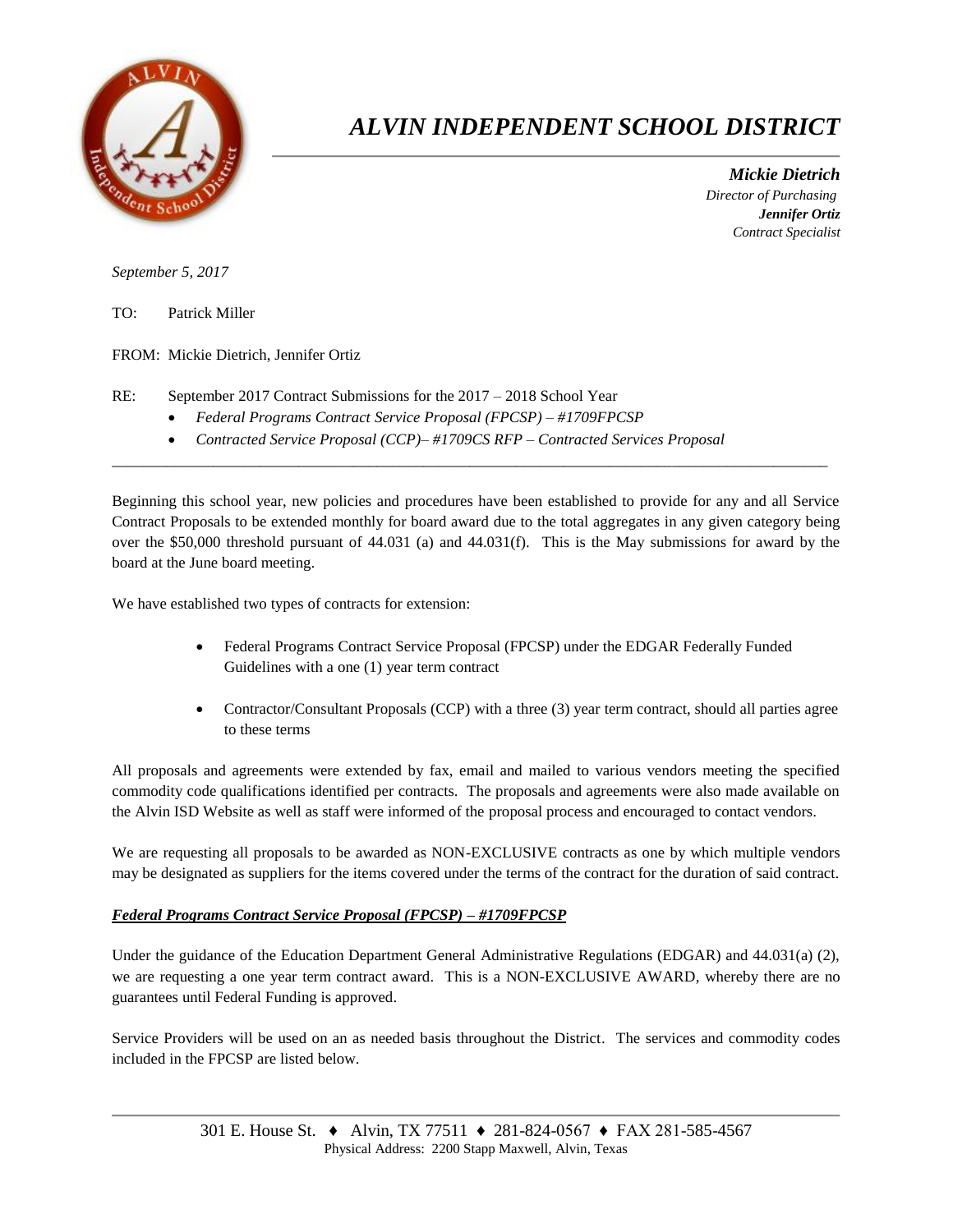# *ALVIN INDEPENDENT SCHOOL DISTRICT*

***Mickie Dietrich***
*Director of Purchasing*
***Jennifer Ortiz***
*Contract Specialist*

*September 5, 2017*

TO: Patrick Miller

FROM: Mickie Dietrich, Jennifer Ortiz

RE: September 2017 Contract Submissions for the 2017 – 2018 School Year

- *Federal Programs Contract Service Proposal (FPCSP) – #1709FPCSP*
- *Contracted Service Proposal (CCP)– #1709CS RFP – Contracted Services Proposal*

---

Beginning this school year, new policies and procedures have been established to provide for any and all Service Contract Proposals to be extended monthly for board award due to the total aggregates in any given category being over the $50,000 threshold pursuant of 44.031 (a) and 44.031(f). This is the May submissions for award by the board at the June board meeting.

We have established two types of contracts for extension:

- Federal Programs Contract Service Proposal (FPCSP) under the EDGAR Federally Funded Guidelines with a one (1) year term contract
- Contractor/Consultant Proposals (CCP) with a three (3) year term contract, should all parties agree to these terms

All proposals and agreements were extended by fax, email and mailed to various vendors meeting the specified commodity code qualifications identified per contracts. The proposals and agreements were also made available on the Alvin ISD Website as well as staff were informed of the proposal process and encouraged to contact vendors.

We are requesting all proposals to be awarded as NON-EXCLUSIVE contracts as one by which multiple vendors may be designated as suppliers for the items covered under the terms of the contract for the duration of said contract.

***<u>Federal Programs Contract Service Proposal (FPCSP) – #1709FPCSP</u>***

Under the guidance of the Education Department General Administrative Regulations (EDGAR) and 44.031(a) (2), we are requesting a one year term contract award. This is a NON-EXCLUSIVE AWARD, whereby there are no guarantees until Federal Funding is approved.

Service Providers will be used on an as needed basis throughout the District. The services and commodity codes included in the FPCSP are listed below.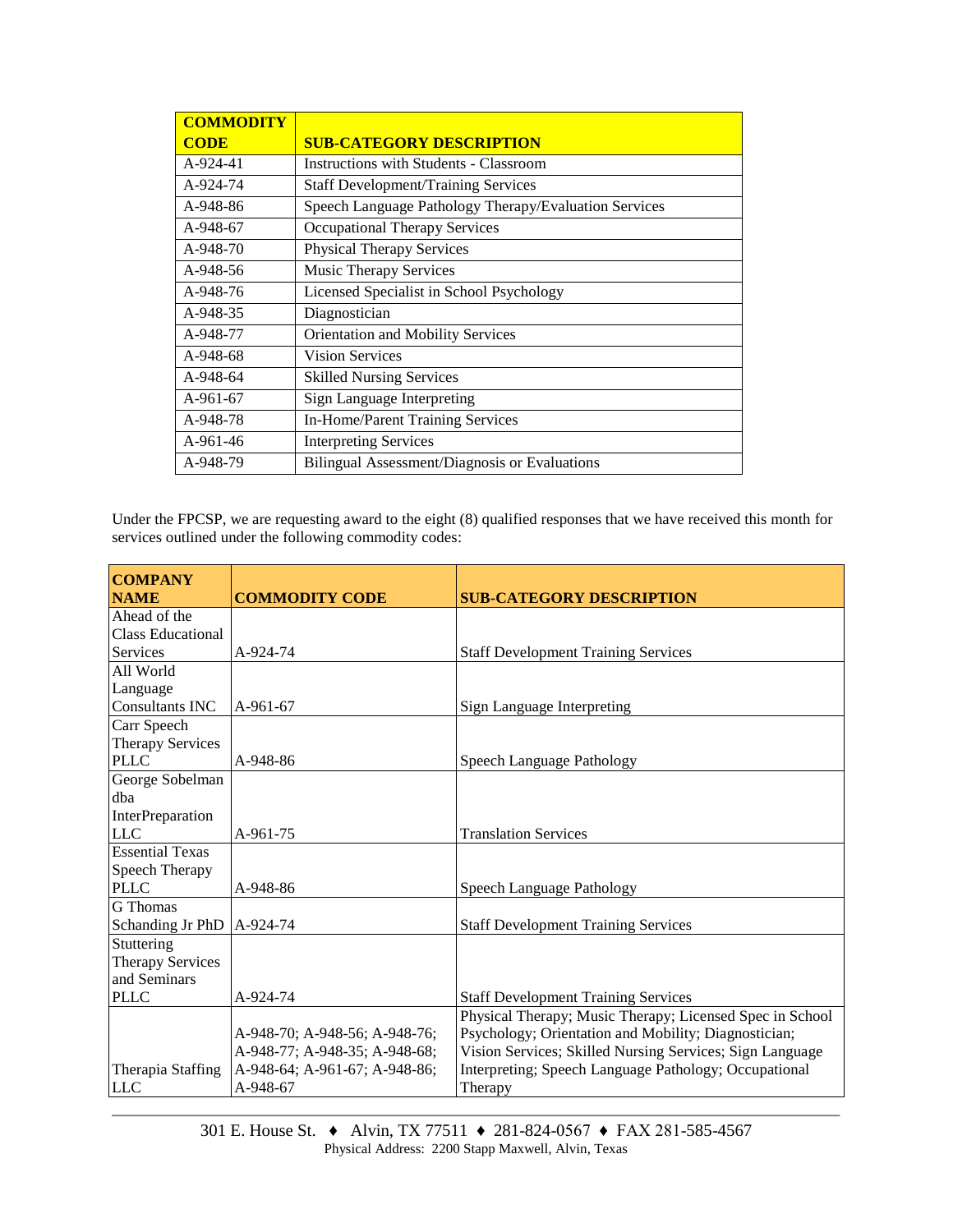| COMMODITY CODE | SUB-CATEGORY DESCRIPTION |
|---|---|
| A-924-41 | Instructions with Students - Classroom |
| A-924-74 | Staff Development/Training Services |
| A-948-86 | Speech Language Pathology Therapy/Evaluation Services |
| A-948-67 | Occupational Therapy Services |
| A-948-70 | Physical Therapy Services |
| A-948-56 | Music Therapy Services |
| A-948-76 | Licensed Specialist in School Psychology |
| A-948-35 | Diagnostician |
| A-948-77 | Orientation and Mobility Services |
| A-948-68 | Vision Services |
| A-948-64 | Skilled Nursing Services |
| A-961-67 | Sign Language Interpreting |
| A-948-78 | In-Home/Parent Training Services |
| A-961-46 | Interpreting Services |
| A-948-79 | Bilingual Assessment/Diagnosis or Evaluations |

Under the FPCSP, we are requesting award to the eight (8) qualified responses that we have received this month for services outlined under the following commodity codes:

| COMPANY NAME | COMMODITY CODE | SUB-CATEGORY DESCRIPTION |
|---|---|---|
| Ahead of the Class Educational Services | A-924-74 | Staff Development Training Services |
| All World Language Consultants INC | A-961-67 | Sign Language Interpreting |
| Carr Speech Therapy Services PLLC | A-948-86 | Speech Language Pathology |
| George Sobelman dba InterPreparation LLC | A-961-75 | Translation Services |
| Essential Texas Speech Therapy PLLC | A-948-86 | Speech Language Pathology |
| G Thomas Schanding Jr PhD | A-924-74 | Staff Development Training Services |
| Stuttering Therapy Services and Seminars PLLC | A-924-74 | Staff Development Training Services |
| Therapia Staffing LLC | A-948-70; A-948-56; A-948-76; A-948-77; A-948-35; A-948-68; A-948-64; A-961-67; A-948-86; A-948-67 | Physical Therapy; Music Therapy; Licensed Spec in School Psychology; Orientation and Mobility; Diagnostician; Vision Services; Skilled Nursing Services; Sign Language Interpreting; Speech Language Pathology; Occupational Therapy |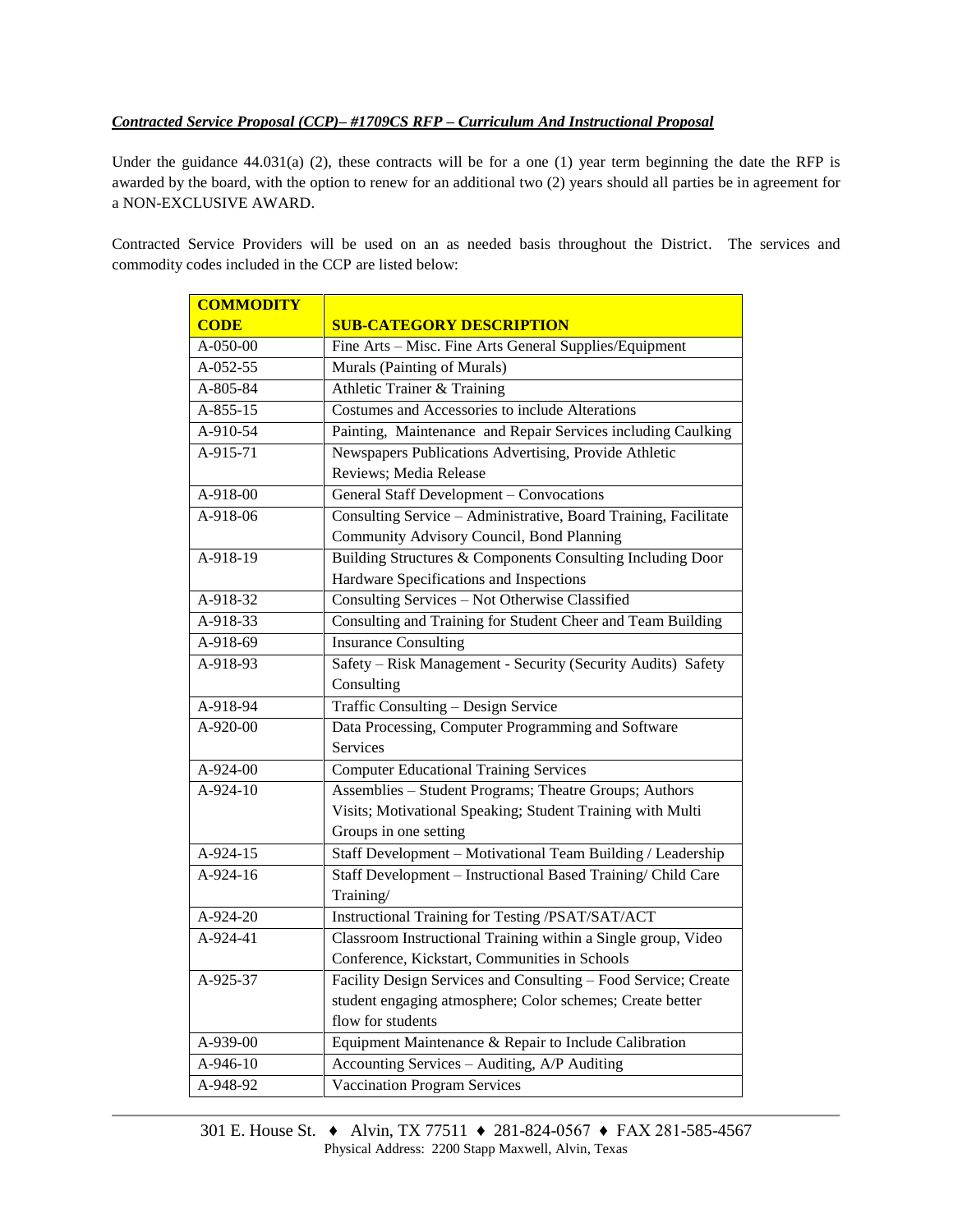***Contracted Service Proposal (CCP)– #1709CS RFP – Curriculum And Instructional Proposal***

Under the guidance 44.031(a) (2), these contracts will be for a one (1) year term beginning the date the RFP is awarded by the board, with the option to renew for an additional two (2) years should all parties be in agreement for a NON-EXCLUSIVE AWARD.

Contracted Service Providers will be used on an as needed basis throughout the District. The services and commodity codes included in the CCP are listed below:

| COMMODITY CODE | SUB-CATEGORY DESCRIPTION |
|---|---|
| A-050-00 | Fine Arts – Misc. Fine Arts General Supplies/Equipment |
| A-052-55 | Murals (Painting of Murals) |
| A-805-84 | Athletic Trainer & Training |
| A-855-15 | Costumes and Accessories to include Alterations |
| A-910-54 | Painting, Maintenance and Repair Services including Caulking |
| A-915-71 | Newspapers Publications Advertising, Provide Athletic Reviews; Media Release |
| A-918-00 | General Staff Development – Convocations |
| A-918-06 | Consulting Service – Administrative, Board Training, Facilitate Community Advisory Council, Bond Planning |
| A-918-19 | Building Structures & Components Consulting Including Door Hardware Specifications and Inspections |
| A-918-32 | Consulting Services – Not Otherwise Classified |
| A-918-33 | Consulting and Training for Student Cheer and Team Building |
| A-918-69 | Insurance Consulting |
| A-918-93 | Safety – Risk Management - Security (Security Audits) Safety Consulting |
| A-918-94 | Traffic Consulting – Design Service |
| A-920-00 | Data Processing, Computer Programming and Software Services |
| A-924-00 | Computer Educational Training Services |
| A-924-10 | Assemblies – Student Programs; Theatre Groups; Authors Visits; Motivational Speaking; Student Training with Multi Groups in one setting |
| A-924-15 | Staff Development – Motivational Team Building / Leadership |
| A-924-16 | Staff Development – Instructional Based Training/ Child Care Training/ |
| A-924-20 | Instructional Training for Testing /PSAT/SAT/ACT |
| A-924-41 | Classroom Instructional Training within a Single group, Video Conference, Kickstart, Communities in Schools |
| A-925-37 | Facility Design Services and Consulting – Food Service; Create student engaging atmosphere; Color schemes; Create better flow for students |
| A-939-00 | Equipment Maintenance & Repair to Include Calibration |
| A-946-10 | Accounting Services – Auditing, A/P Auditing |
| A-948-92 | Vaccination Program Services |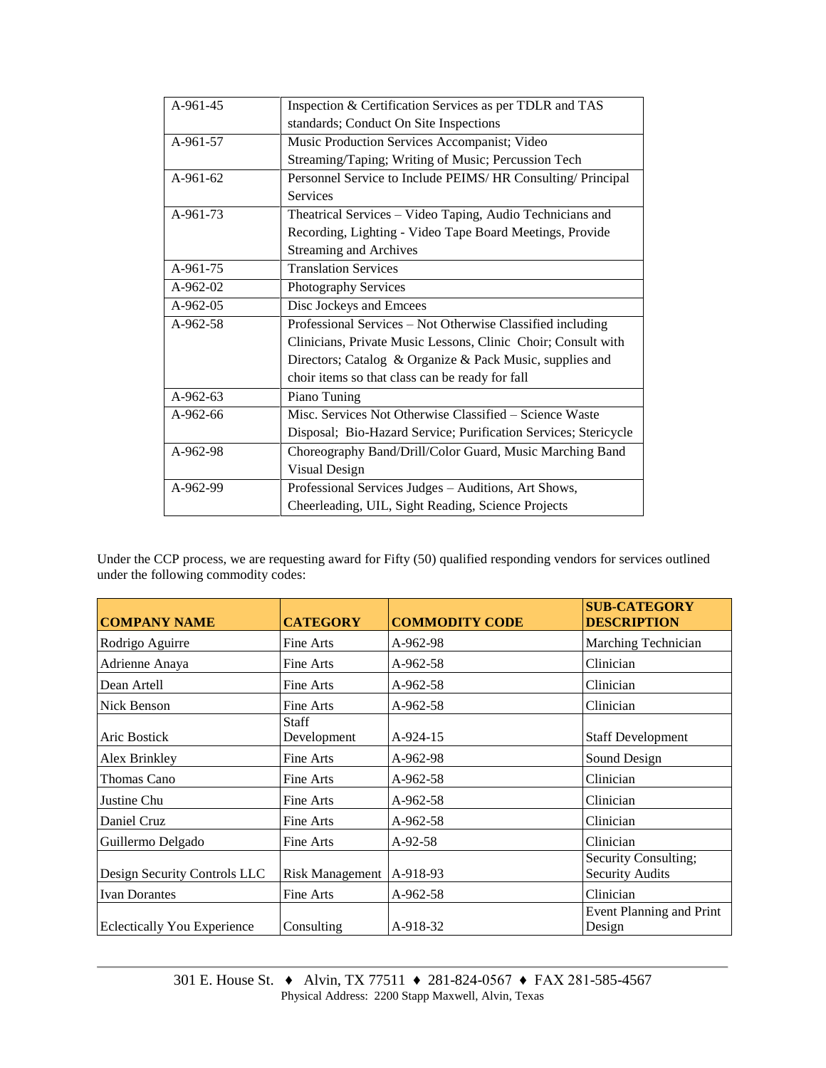| | |
|---|---|
| A-961-45 | Inspection & Certification Services as per TDLR and TAS standards; Conduct On Site Inspections |
| A-961-57 | Music Production Services Accompanist; Video Streaming/Taping; Writing of Music; Percussion Tech |
| A-961-62 | Personnel Service to Include PEIMS/ HR Consulting/ Principal Services |
| A-961-73 | Theatrical Services – Video Taping, Audio Technicians and Recording, Lighting - Video Tape Board Meetings, Provide Streaming and Archives |
| A-961-75 | Translation Services |
| A-962-02 | Photography Services |
| A-962-05 | Disc Jockeys and Emcees |
| A-962-58 | Professional Services – Not Otherwise Classified including Clinicians, Private Music Lessons, Clinic Choir; Consult with Directors; Catalog & Organize & Pack Music, supplies and choir items so that class can be ready for fall |
| A-962-63 | Piano Tuning |
| A-962-66 | Misc. Services Not Otherwise Classified – Science Waste Disposal; Bio-Hazard Service; Purification Services; Stericycle |
| A-962-98 | Choreography Band/Drill/Color Guard, Music Marching Band Visual Design |
| A-962-99 | Professional Services Judges – Auditions, Art Shows, Cheerleading, UIL, Sight Reading, Science Projects |

Under the CCP process, we are requesting award for Fifty (50) qualified responding vendors for services outlined under the following commodity codes:

| COMPANY NAME | CATEGORY | COMMODITY CODE | SUB-CATEGORY DESCRIPTION |
|---|---|---|---|
| Rodrigo Aguirre | Fine Arts | A-962-98 | Marching Technician |
| Adrienne Anaya | Fine Arts | A-962-58 | Clinician |
| Dean Artell | Fine Arts | A-962-58 | Clinician |
| Nick Benson | Fine Arts | A-962-58 | Clinician |
| Aric Bostick | Staff Development | A-924-15 | Staff Development |
| Alex Brinkley | Fine Arts | A-962-98 | Sound Design |
| Thomas Cano | Fine Arts | A-962-58 | Clinician |
| Justine Chu | Fine Arts | A-962-58 | Clinician |
| Daniel Cruz | Fine Arts | A-962-58 | Clinician |
| Guillermo Delgado | Fine Arts | A-92-58 | Clinician |
| Design Security Controls LLC | Risk Management | A-918-93 | Security Consulting; Security Audits |
| Ivan Dorantes | Fine Arts | A-962-58 | Clinician |
| Eclectically You Experience | Consulting | A-918-32 | Event Planning and Print Design |

301 E. House St. ♦ Alvin, TX 77511 ♦ 281-824-0567 ♦ FAX 281-585-4567
Physical Address: 2200 Stapp Maxwell, Alvin, Texas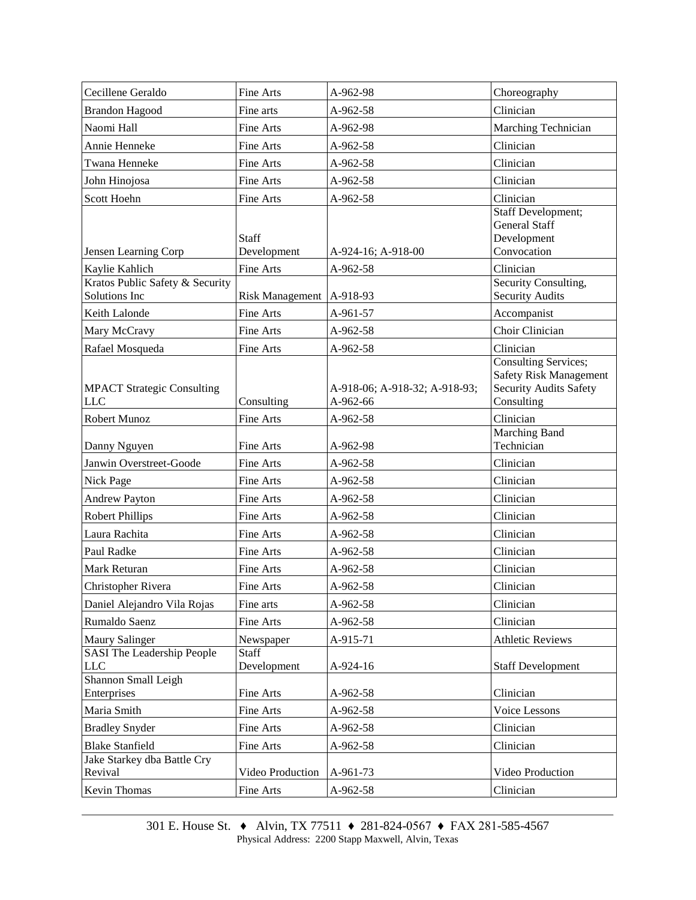| Cecillene Geraldo | Fine Arts | A-962-98 | Choreography |
|---|---|---|---|
| Brandon Hagood | Fine arts | A-962-58 | Clinician |
| Naomi Hall | Fine Arts | A-962-98 | Marching Technician |
| Annie Henneke | Fine Arts | A-962-58 | Clinician |
| Twana Henneke | Fine Arts | A-962-58 | Clinician |
| John Hinojosa | Fine Arts | A-962-58 | Clinician |
| Scott Hoehn | Fine Arts | A-962-58 | Clinician |
| Jensen Learning Corp | Staff Development | A-924-16; A-918-00 | Staff Development; General Staff Development Convocation |
| Kaylie Kahlich | Fine Arts | A-962-58 | Clinician |
| Kratos Public Safety & Security Solutions Inc | Risk Management | A-918-93 | Security Consulting, Security Audits |
| Keith Lalonde | Fine Arts | A-961-57 | Accompanist |
| Mary McCravy | Fine Arts | A-962-58 | Choir Clinician |
| Rafael Mosqueda | Fine Arts | A-962-58 | Clinician |
| MPACT Strategic Consulting LLC | Consulting | A-918-06; A-918-32; A-918-93; A-962-66 | Consulting Services; Safety Risk Management Security Audits Safety Consulting |
| Robert Munoz | Fine Arts | A-962-58 | Clinician |
| Danny Nguyen | Fine Arts | A-962-98 | Marching Band Technician |
| Janwin Overstreet-Goode | Fine Arts | A-962-58 | Clinician |
| Nick Page | Fine Arts | A-962-58 | Clinician |
| Andrew Payton | Fine Arts | A-962-58 | Clinician |
| Robert Phillips | Fine Arts | A-962-58 | Clinician |
| Laura Rachita | Fine Arts | A-962-58 | Clinician |
| Paul Radke | Fine Arts | A-962-58 | Clinician |
| Mark Returan | Fine Arts | A-962-58 | Clinician |
| Christopher Rivera | Fine Arts | A-962-58 | Clinician |
| Daniel Alejandro Vila Rojas | Fine arts | A-962-58 | Clinician |
| Rumaldo Saenz | Fine Arts | A-962-58 | Clinician |
| Maury Salinger | Newspaper | A-915-71 | Athletic Reviews |
| SASI The Leadership People LLC | Staff Development | A-924-16 | Staff Development |
| Shannon Small Leigh Enterprises | Fine Arts | A-962-58 | Clinician |
| Maria Smith | Fine Arts | A-962-58 | Voice Lessons |
| Bradley Snyder | Fine Arts | A-962-58 | Clinician |
| Blake Stanfield | Fine Arts | A-962-58 | Clinician |
| Jake Starkey dba Battle Cry Revival | Video Production | A-961-73 | Video Production |
| Kevin Thomas | Fine Arts | A-962-58 | Clinician |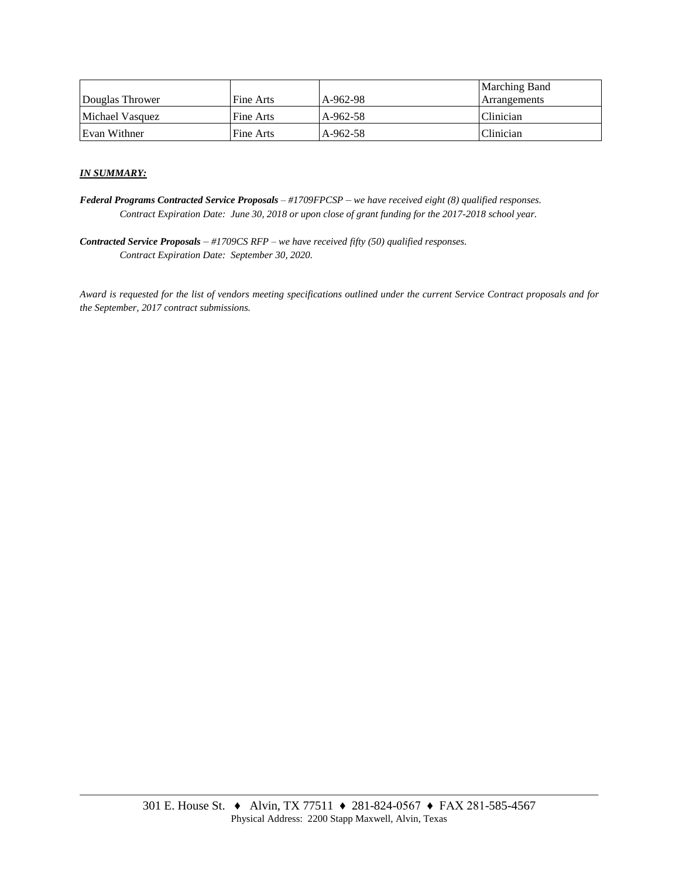| | | | |
|---|---|---|---|
| Douglas Thrower | Fine Arts | A-962-98 | Marching Band Arrangements |
| Michael Vasquez | Fine Arts | A-962-58 | Clinician |
| Evan Withner | Fine Arts | A-962-58 | Clinician |

***IN SUMMARY:***

***Federal Programs Contracted Service Proposals*** *– #1709FPCSP – we have received eight (8) qualified responses.*
*Contract Expiration Date: June 30, 2018 or upon close of grant funding for the 2017-2018 school year.*

***Contracted Service Proposals*** *– #1709CS RFP – we have received fifty (50) qualified responses.*
*Contract Expiration Date: September 30, 2020.*

*Award is requested for the list of vendors meeting specifications outlined under the current Service Contract proposals and for the September, 2017 contract submissions.*